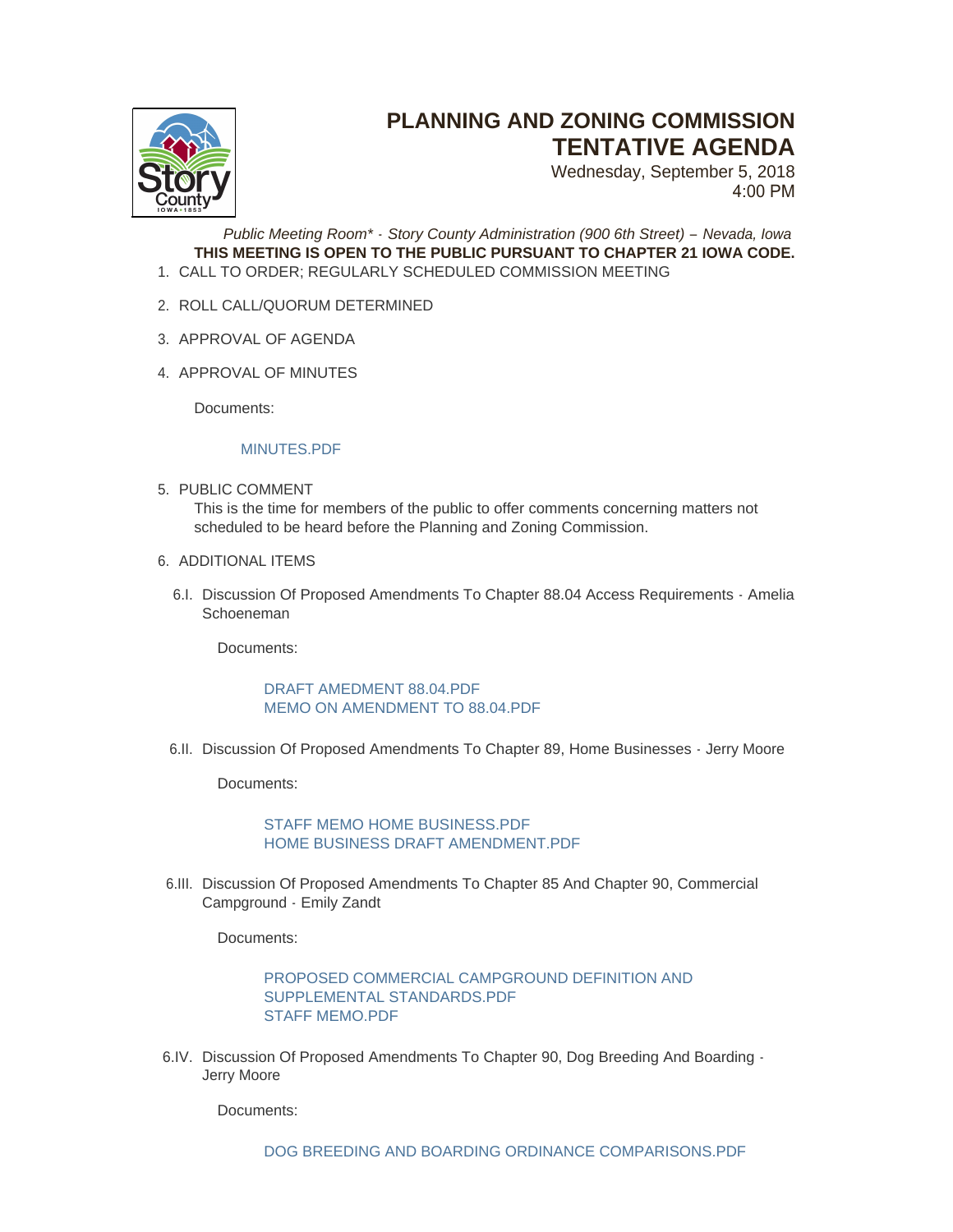# PLANNING AND ZONING COMMISSION TENTATIVE AGENDA

Wednesday, September 5, 2018
4:00 PM

*Public Meeting Room\* - Story County Administration (900 6th Street) – Nevada, Iowa*

**THIS MEETING IS OPEN TO THE PUBLIC PURSUANT TO CHAPTER 21 IOWA CODE.**

1. CALL TO ORDER; REGULARLY SCHEDULED COMMISSION MEETING

2. ROLL CALL/QUORUM DETERMINED

3. APPROVAL OF AGENDA

4. APPROVAL OF MINUTES

   Documents:

   MINUTES.PDF

5. PUBLIC COMMENT

   This is the time for members of the public to offer comments concerning matters not scheduled to be heard before the Planning and Zoning Commission.

6. ADDITIONAL ITEMS

   6.I. Discussion Of Proposed Amendments To Chapter 88.04 Access Requirements - Amelia Schoeneman

   Documents:

   DRAFT AMEDMENT 88.04.PDF
   MEMO ON AMENDMENT TO 88.04.PDF

   6.II. Discussion Of Proposed Amendments To Chapter 89, Home Businesses - Jerry Moore

   Documents:

   STAFF MEMO HOME BUSINESS.PDF
   HOME BUSINESS DRAFT AMENDMENT.PDF

   6.III. Discussion Of Proposed Amendments To Chapter 85 And Chapter 90, Commercial Campground - Emily Zandt

   Documents:

   PROPOSED COMMERCIAL CAMPGROUND DEFINITION AND SUPPLEMENTAL STANDARDS.PDF
   STAFF MEMO.PDF

   6.IV. Discussion Of Proposed Amendments To Chapter 90, Dog Breeding And Boarding - Jerry Moore

   Documents:

   DOG BREEDING AND BOARDING ORDINANCE COMPARISONS.PDF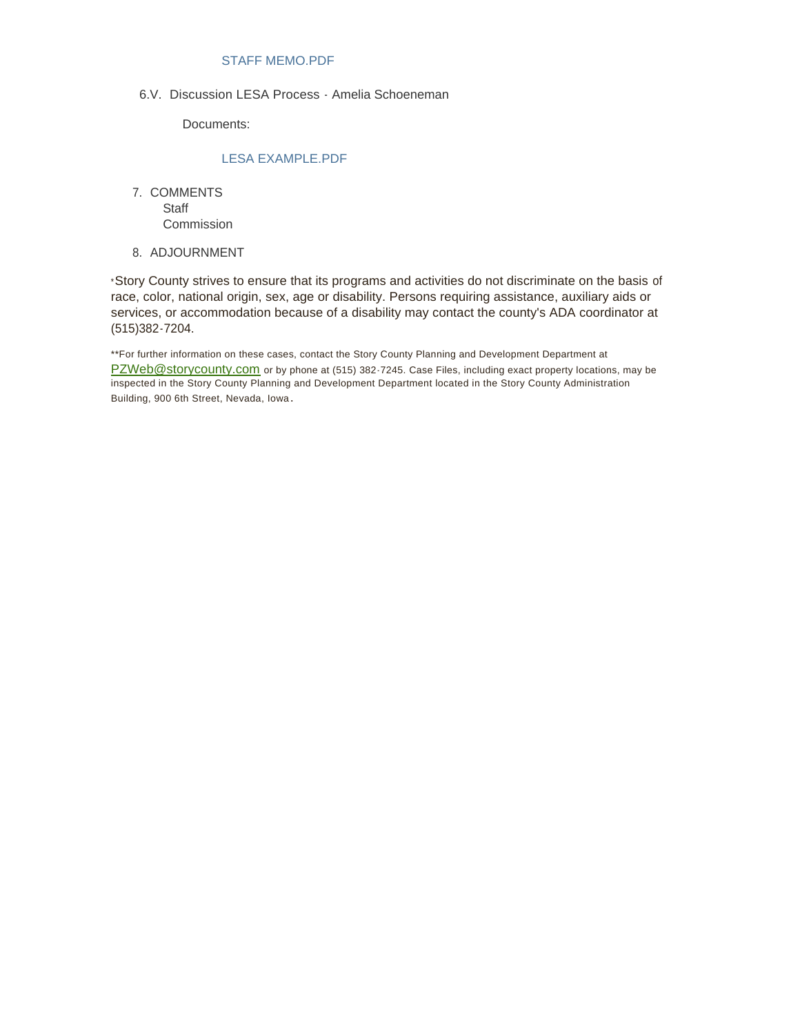STAFF MEMO.PDF

6.V. Discussion LESA Process - Amelia Schoeneman

Documents:

LESA EXAMPLE.PDF

7. COMMENTS
   - Staff
   - Commission

8. ADJOURNMENT

*Story County strives to ensure that its programs and activities do not discriminate on the basis of race, color, national origin, sex, age or disability. Persons requiring assistance, auxiliary aids or services, or accommodation because of a disability may contact the county's ADA coordinator at (515)382-7204.

**For further information on these cases, contact the Story County Planning and Development Department at PZWeb@storycounty.com or by phone at (515) 382-7245. Case Files, including exact property locations, may be inspected in the Story County Planning and Development Department located in the Story County Administration Building, 900 6th Street, Nevada, Iowa.